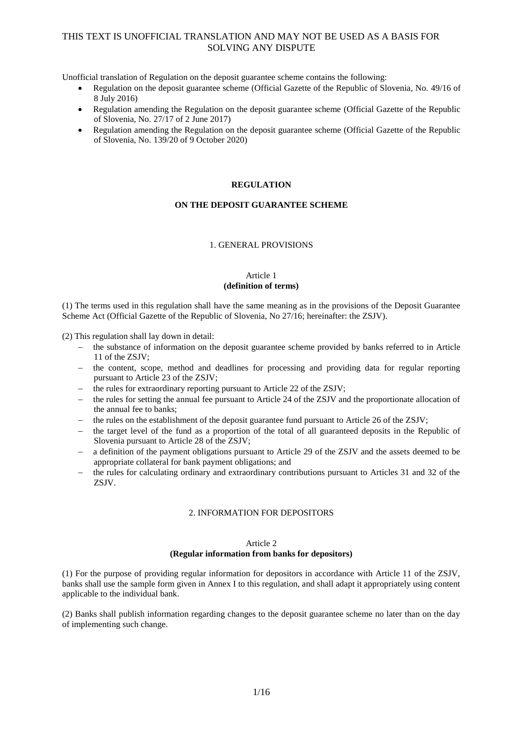THIS TEXT IS UNOFFICIAL TRANSLATION AND MAY NOT BE USED AS A BASIS FOR SOLVING ANY DISPUTE

Unofficial translation of Regulation on the deposit guarantee scheme contains the following:

- Regulation on the deposit guarantee scheme (Official Gazette of the Republic of Slovenia, No. 49/16 of 8 July 2016)
- Regulation amending the Regulation on the deposit guarantee scheme (Official Gazette of the Republic of Slovenia, No. 27/17 of 2 June 2017)
- Regulation amending the Regulation on the deposit guarantee scheme (Official Gazette of the Republic of Slovenia, No. 139/20 of 9 October 2020)

# REGULATION

# ON THE DEPOSIT GUARANTEE SCHEME

## 1. GENERAL PROVISIONS

### Article 1
### (definition of terms)

(1) The terms used in this regulation shall have the same meaning as in the provisions of the Deposit Guarantee Scheme Act (Official Gazette of the Republic of Slovenia, No 27/16; hereinafter: the ZSJV).

(2) This regulation shall lay down in detail:

- the substance of information on the deposit guarantee scheme provided by banks referred to in Article 11 of the ZSJV;
- the content, scope, method and deadlines for processing and providing data for regular reporting pursuant to Article 23 of the ZSJV;
- the rules for extraordinary reporting pursuant to Article 22 of the ZSJV;
- the rules for setting the annual fee pursuant to Article 24 of the ZSJV and the proportionate allocation of the annual fee to banks;
- the rules on the establishment of the deposit guarantee fund pursuant to Article 26 of the ZSJV;
- the target level of the fund as a proportion of the total of all guaranteed deposits in the Republic of Slovenia pursuant to Article 28 of the ZSJV;
- a definition of the payment obligations pursuant to Article 29 of the ZSJV and the assets deemed to be appropriate collateral for bank payment obligations; and
- the rules for calculating ordinary and extraordinary contributions pursuant to Articles 31 and 32 of the ZSJV.

## 2. INFORMATION FOR DEPOSITORS

### Article 2
### (Regular information from banks for depositors)

(1) For the purpose of providing regular information for depositors in accordance with Article 11 of the ZSJV, banks shall use the sample form given in Annex I to this regulation, and shall adapt it appropriately using content applicable to the individual bank.

(2) Banks shall publish information regarding changes to the deposit guarantee scheme no later than on the day of implementing such change.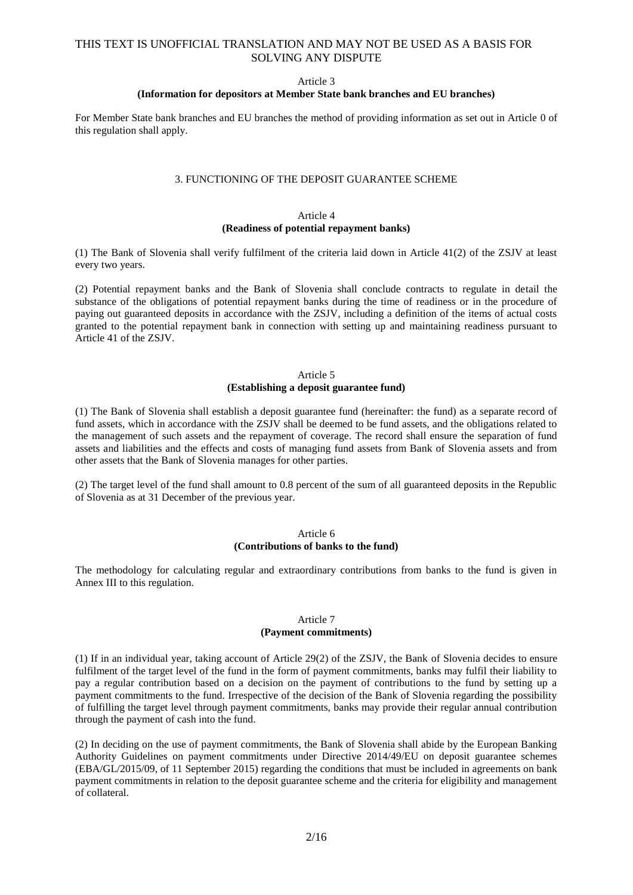THIS TEXT IS UNOFFICIAL TRANSLATION AND MAY NOT BE USED AS A BASIS FOR SOLVING ANY DISPUTE

Article 3
**(Information for depositors at Member State bank branches and EU branches)**

For Member State bank branches and EU branches the method of providing information as set out in Article 0 of this regulation shall apply.

## 3. FUNCTIONING OF THE DEPOSIT GUARANTEE SCHEME

Article 4
**(Readiness of potential repayment banks)**

(1) The Bank of Slovenia shall verify fulfilment of the criteria laid down in Article 41(2) of the ZSJV at least every two years.

(2) Potential repayment banks and the Bank of Slovenia shall conclude contracts to regulate in detail the substance of the obligations of potential repayment banks during the time of readiness or in the procedure of paying out guaranteed deposits in accordance with the ZSJV, including a definition of the items of actual costs granted to the potential repayment bank in connection with setting up and maintaining readiness pursuant to Article 41 of the ZSJV.

Article 5
**(Establishing a deposit guarantee fund)**

(1) The Bank of Slovenia shall establish a deposit guarantee fund (hereinafter: the fund) as a separate record of fund assets, which in accordance with the ZSJV shall be deemed to be fund assets, and the obligations related to the management of such assets and the repayment of coverage. The record shall ensure the separation of fund assets and liabilities and the effects and costs of managing fund assets from Bank of Slovenia assets and from other assets that the Bank of Slovenia manages for other parties.

(2) The target level of the fund shall amount to 0.8 percent of the sum of all guaranteed deposits in the Republic of Slovenia as at 31 December of the previous year.

Article 6
**(Contributions of banks to the fund)**

The methodology for calculating regular and extraordinary contributions from banks to the fund is given in Annex III to this regulation.

Article 7
**(Payment commitments)**

(1) If in an individual year, taking account of Article 29(2) of the ZSJV, the Bank of Slovenia decides to ensure fulfilment of the target level of the fund in the form of payment commitments, banks may fulfil their liability to pay a regular contribution based on a decision on the payment of contributions to the fund by setting up a payment commitments to the fund. Irrespective of the decision of the Bank of Slovenia regarding the possibility of fulfilling the target level through payment commitments, banks may provide their regular annual contribution through the payment of cash into the fund.

(2) In deciding on the use of payment commitments, the Bank of Slovenia shall abide by the European Banking Authority Guidelines on payment commitments under Directive 2014/49/EU on deposit guarantee schemes (EBA/GL/2015/09, of 11 September 2015) regarding the conditions that must be included in agreements on bank payment commitments in relation to the deposit guarantee scheme and the criteria for eligibility and management of collateral.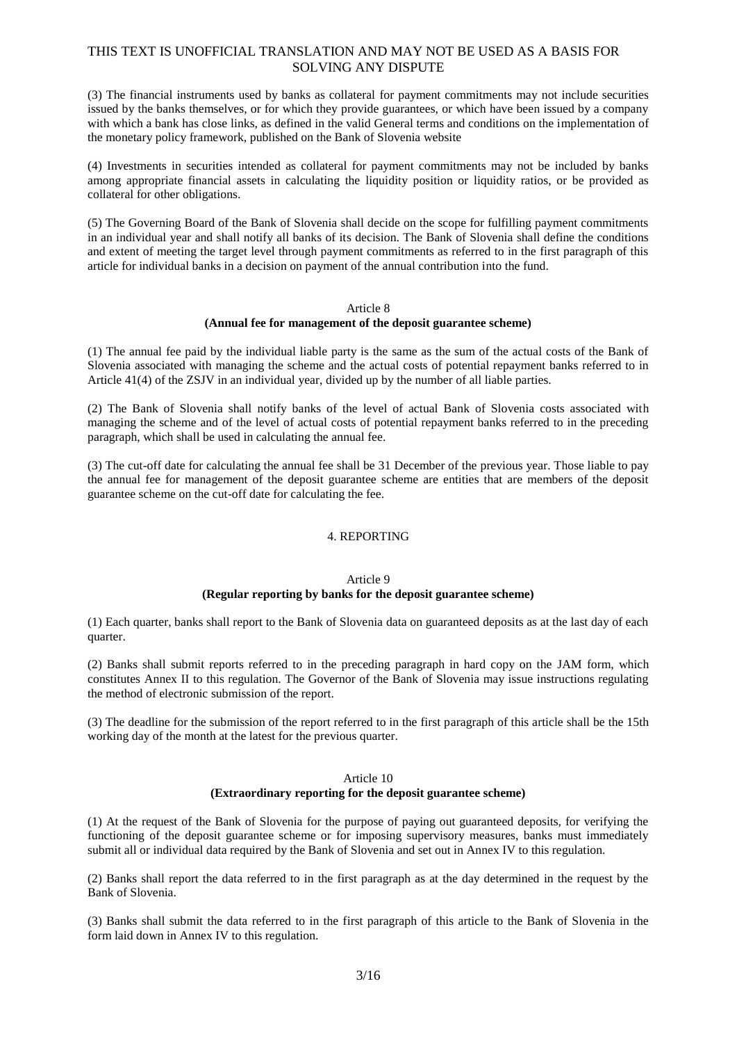(3) The financial instruments used by banks as collateral for payment commitments may not include securities issued by the banks themselves, or for which they provide guarantees, or which have been issued by a company with which a bank has close links, as defined in the valid General terms and conditions on the implementation of the monetary policy framework, published on the Bank of Slovenia website

(4) Investments in securities intended as collateral for payment commitments may not be included by banks among appropriate financial assets in calculating the liquidity position or liquidity ratios, or be provided as collateral for other obligations.

(5) The Governing Board of the Bank of Slovenia shall decide on the scope for fulfilling payment commitments in an individual year and shall notify all banks of its decision. The Bank of Slovenia shall define the conditions and extent of meeting the target level through payment commitments as referred to in the first paragraph of this article for individual banks in a decision on payment of the annual contribution into the fund.

### Article 8
### (Annual fee for management of the deposit guarantee scheme)

(1) The annual fee paid by the individual liable party is the same as the sum of the actual costs of the Bank of Slovenia associated with managing the scheme and the actual costs of potential repayment banks referred to in Article 41(4) of the ZSJV in an individual year, divided up by the number of all liable parties.

(2) The Bank of Slovenia shall notify banks of the level of actual Bank of Slovenia costs associated with managing the scheme and of the level of actual costs of potential repayment banks referred to in the preceding paragraph, which shall be used in calculating the annual fee.

(3) The cut-off date for calculating the annual fee shall be 31 December of the previous year. Those liable to pay the annual fee for management of the deposit guarantee scheme are entities that are members of the deposit guarantee scheme on the cut-off date for calculating the fee.

## 4. REPORTING

### Article 9
### (Regular reporting by banks for the deposit guarantee scheme)

(1) Each quarter, banks shall report to the Bank of Slovenia data on guaranteed deposits as at the last day of each quarter.

(2) Banks shall submit reports referred to in the preceding paragraph in hard copy on the JAM form, which constitutes Annex II to this regulation. The Governor of the Bank of Slovenia may issue instructions regulating the method of electronic submission of the report.

(3) The deadline for the submission of the report referred to in the first paragraph of this article shall be the 15th working day of the month at the latest for the previous quarter.

### Article 10
### (Extraordinary reporting for the deposit guarantee scheme)

(1) At the request of the Bank of Slovenia for the purpose of paying out guaranteed deposits, for verifying the functioning of the deposit guarantee scheme or for imposing supervisory measures, banks must immediately submit all or individual data required by the Bank of Slovenia and set out in Annex IV to this regulation.

(2) Banks shall report the data referred to in the first paragraph as at the day determined in the request by the Bank of Slovenia.

(3) Banks shall submit the data referred to in the first paragraph of this article to the Bank of Slovenia in the form laid down in Annex IV to this regulation.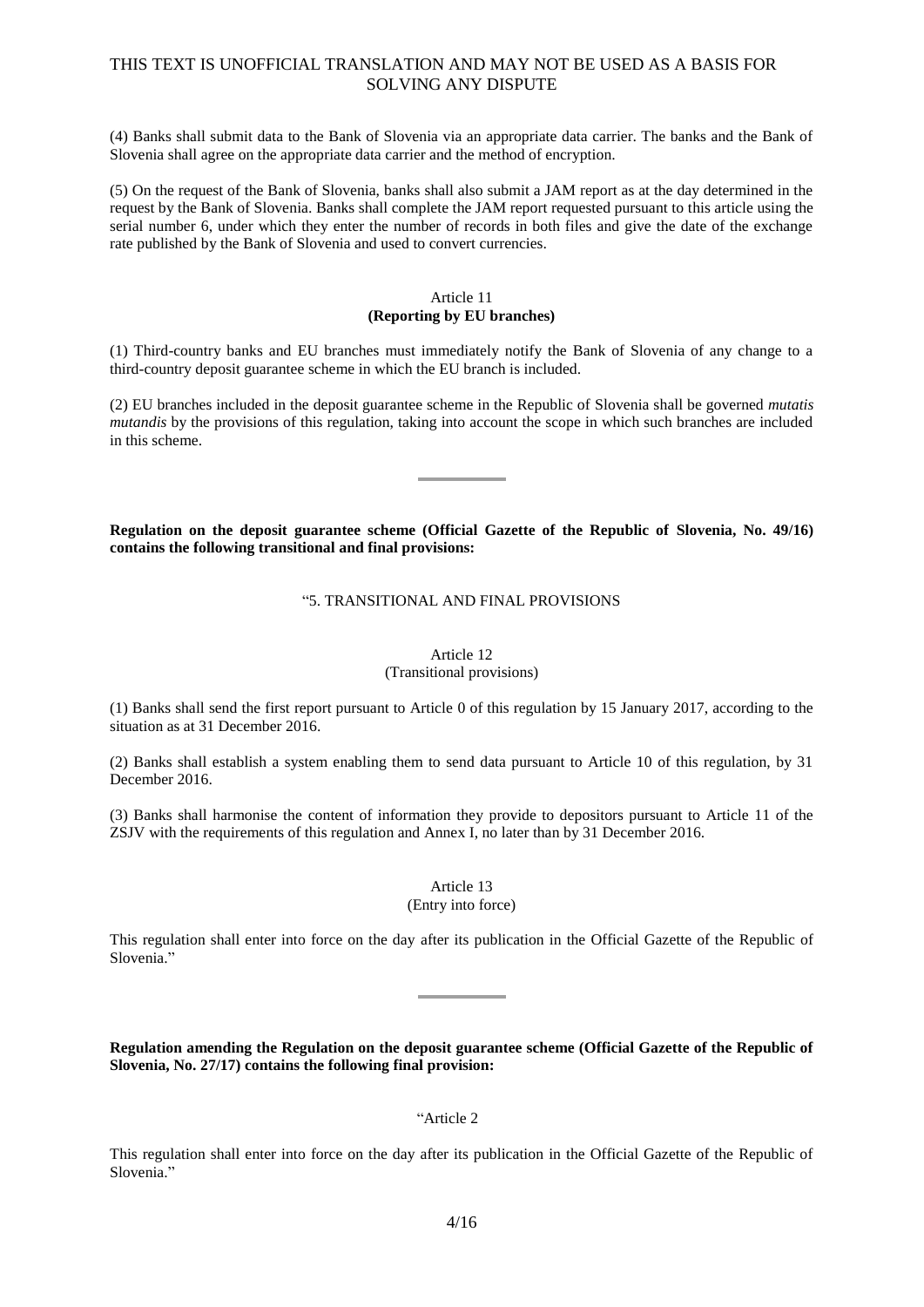(4) Banks shall submit data to the Bank of Slovenia via an appropriate data carrier. The banks and the Bank of Slovenia shall agree on the appropriate data carrier and the method of encryption.

(5) On the request of the Bank of Slovenia, banks shall also submit a JAM report as at the day determined in the request by the Bank of Slovenia. Banks shall complete the JAM report requested pursuant to this article using the serial number 6, under which they enter the number of records in both files and give the date of the exchange rate published by the Bank of Slovenia and used to convert currencies.

Article 11
**(Reporting by EU branches)**

(1) Third-country banks and EU branches must immediately notify the Bank of Slovenia of any change to a third-country deposit guarantee scheme in which the EU branch is included.

(2) EU branches included in the deposit guarantee scheme in the Republic of Slovenia shall be governed *mutatis mutandis* by the provisions of this regulation, taking into account the scope in which such branches are included in this scheme.

---

**Regulation on the deposit guarantee scheme (Official Gazette of the Republic of Slovenia, No. 49/16) contains the following transitional and final provisions:**

"5. TRANSITIONAL AND FINAL PROVISIONS

Article 12
(Transitional provisions)

(1) Banks shall send the first report pursuant to Article 0 of this regulation by 15 January 2017, according to the situation as at 31 December 2016.

(2) Banks shall establish a system enabling them to send data pursuant to Article 10 of this regulation, by 31 December 2016.

(3) Banks shall harmonise the content of information they provide to depositors pursuant to Article 11 of the ZSJV with the requirements of this regulation and Annex I, no later than by 31 December 2016.

Article 13
(Entry into force)

This regulation shall enter into force on the day after its publication in the Official Gazette of the Republic of Slovenia."

---

**Regulation amending the Regulation on the deposit guarantee scheme (Official Gazette of the Republic of Slovenia, No. 27/17) contains the following final provision:**

"Article 2

This regulation shall enter into force on the day after its publication in the Official Gazette of the Republic of Slovenia."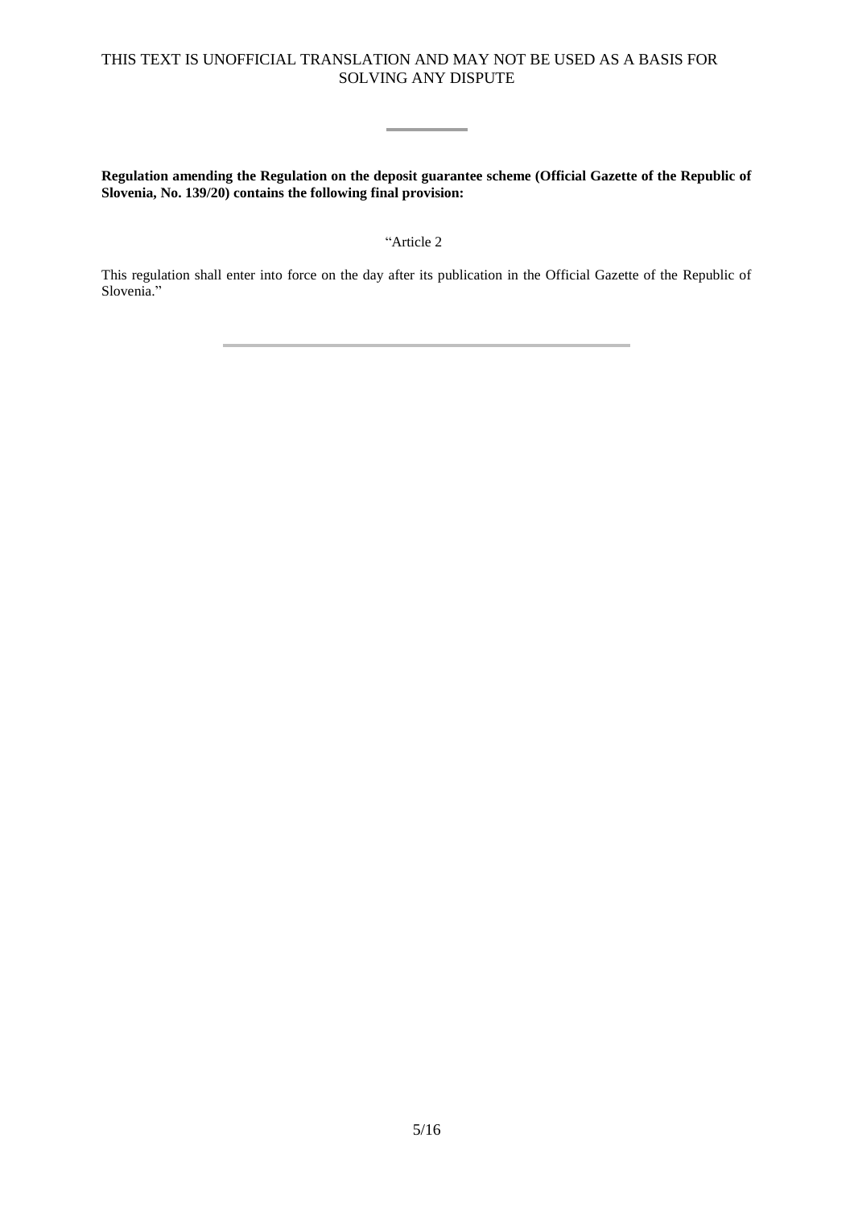**Regulation amending the Regulation on the deposit guarantee scheme (Official Gazette of the Republic of Slovenia, No. 139/20) contains the following final provision:**

"Article 2

This regulation shall enter into force on the day after its publication in the Official Gazette of the Republic of Slovenia."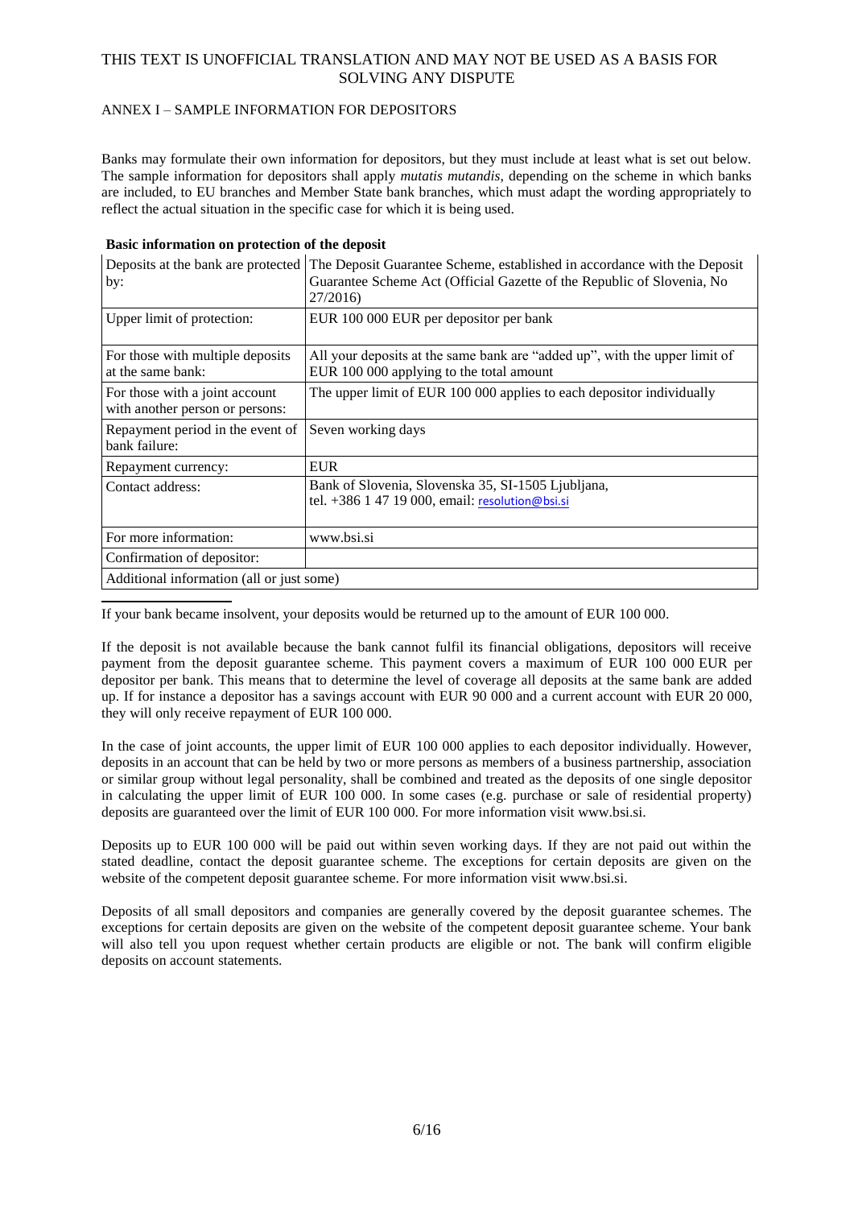THIS TEXT IS UNOFFICIAL TRANSLATION AND MAY NOT BE USED AS A BASIS FOR SOLVING ANY DISPUTE

ANNEX I – SAMPLE INFORMATION FOR DEPOSITORS

Banks may formulate their own information for depositors, but they must include at least what is set out below. The sample information for depositors shall apply *mutatis mutandis*, depending on the scheme in which banks are included, to EU branches and Member State bank branches, which must adapt the wording appropriately to reflect the actual situation in the specific case for which it is being used.

**Basic information on protection of the deposit**

| Deposits at the bank are protected by: | The Deposit Guarantee Scheme, established in accordance with the Deposit Guarantee Scheme Act (Official Gazette of the Republic of Slovenia, No 27/2016) |
|---|---|
| Upper limit of protection: | EUR 100 000 EUR per depositor per bank |
| For those with multiple deposits at the same bank: | All your deposits at the same bank are "added up", with the upper limit of EUR 100 000 applying to the total amount |
| For those with a joint account with another person or persons: | The upper limit of EUR 100 000 applies to each depositor individually |
| Repayment period in the event of bank failure: | Seven working days |
| Repayment currency: | EUR |
| Contact address: | Bank of Slovenia, Slovenska 35, SI-1505 Ljubljana, tel. +386 1 47 19 000, email: resolution@bsi.si |
| For more information: | www.bsi.si |
| Confirmation of depositor: | |
| Additional information (all or just some) | |

If your bank became insolvent, your deposits would be returned up to the amount of EUR 100 000.

If the deposit is not available because the bank cannot fulfil its financial obligations, depositors will receive payment from the deposit guarantee scheme. This payment covers a maximum of EUR 100 000 EUR per depositor per bank. This means that to determine the level of coverage all deposits at the same bank are added up. If for instance a depositor has a savings account with EUR 90 000 and a current account with EUR 20 000, they will only receive repayment of EUR 100 000.

In the case of joint accounts, the upper limit of EUR 100 000 applies to each depositor individually. However, deposits in an account that can be held by two or more persons as members of a business partnership, association or similar group without legal personality, shall be combined and treated as the deposits of one single depositor in calculating the upper limit of EUR 100 000. In some cases (e.g. purchase or sale of residential property) deposits are guaranteed over the limit of EUR 100 000. For more information visit www.bsi.si.

Deposits up to EUR 100 000 will be paid out within seven working days. If they are not paid out within the stated deadline, contact the deposit guarantee scheme. The exceptions for certain deposits are given on the website of the competent deposit guarantee scheme. For more information visit www.bsi.si.

Deposits of all small depositors and companies are generally covered by the deposit guarantee schemes. The exceptions for certain deposits are given on the website of the competent deposit guarantee scheme. Your bank will also tell you upon request whether certain products are eligible or not. The bank will confirm eligible deposits on account statements.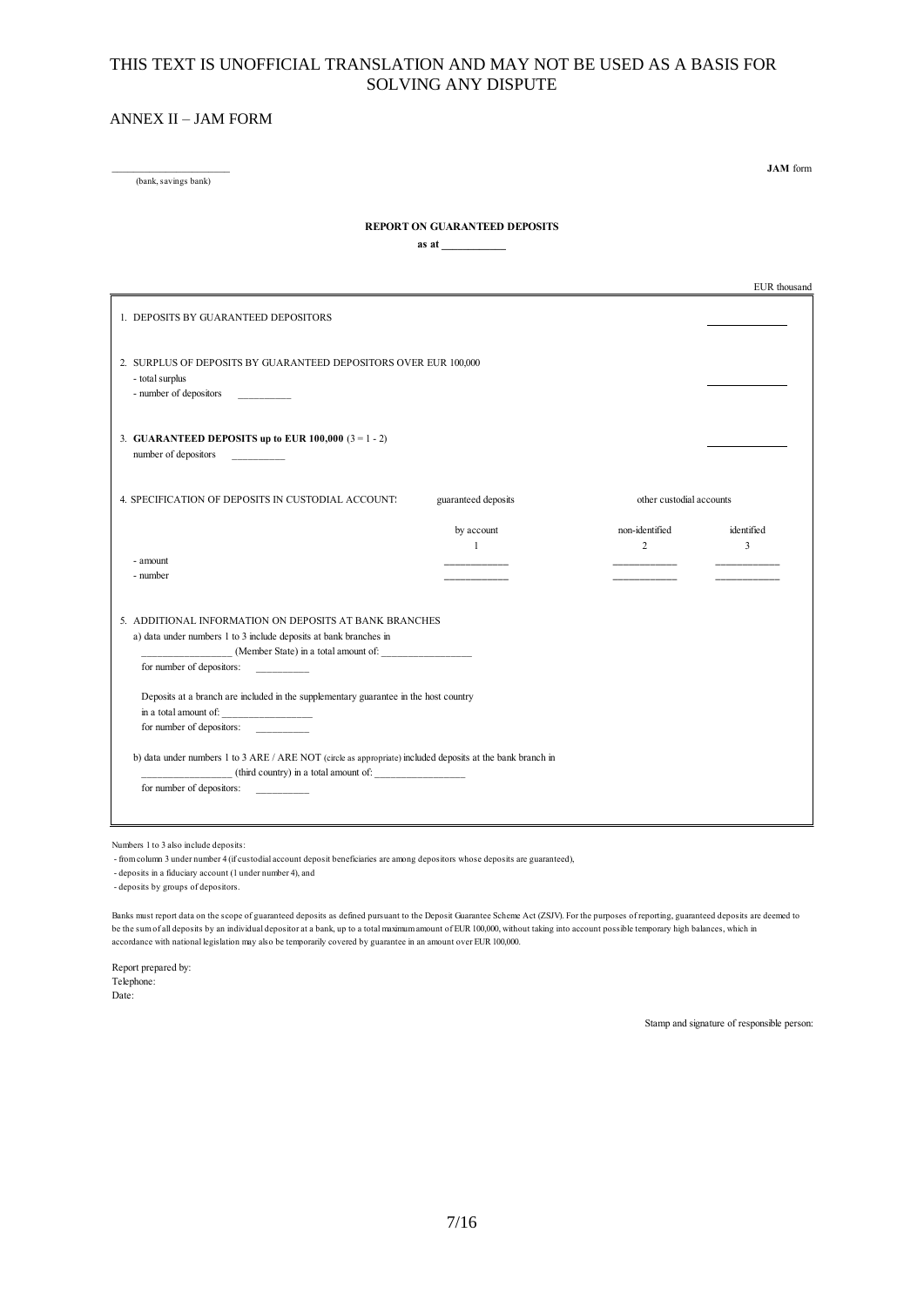THIS TEXT IS UNOFFICIAL TRANSLATION AND MAY NOT BE USED AS A BASIS FOR SOLVING ANY DISPUTE

ANNEX II – JAM FORM

______________________
(bank, savings bank)

**JAM** form

**REPORT ON GUARANTEED DEPOSITS**

**as at ___________**

EUR thousand

1. DEPOSITS BY GUARANTEED DEPOSITORS _____________

2. SURPLUS OF DEPOSITS BY GUARANTEED DEPOSITORS OVER EUR 100,000
   - total surplus _____________
   - number of depositors __________

3. **GUARANTEED DEPOSITS up to EUR 100,000** (3 = 1 - 2) _____________
   number of depositors __________

4. SPECIFICATION OF DEPOSITS IN CUSTODIAL ACCOUNTS

| | guaranteed deposits | other custodial accounts | |
|---|---|---|---|
| | by account | non-identified | identified |
| | 1 | 2 | 3 |
| - amount | ___________ | ___________ | ___________ |
| - number | ___________ | ___________ | ___________ |

5. ADDITIONAL INFORMATION ON DEPOSITS AT BANK BRANCHES
   a) data under numbers 1 to 3 include deposits at bank branches in
   _________________ (Member State) in a total amount of: _________________
   for number of depositors: __________

   Deposits at a branch are included in the supplementary guarantee in the host country
   in a total amount of: _________________
   for number of depositors: __________

   b) data under numbers 1 to 3 ARE / ARE NOT (circle as appropriate) included deposits at the bank branch in
   _________________ (third country) in a total amount of: _________________
   for number of depositors: __________

Numbers 1 to 3 also include deposits:
- from column 3 under number 4 (if custodial account deposit beneficiaries are among depositors whose deposits are guaranteed),
- deposits in a fiduciary account (1 under number 4), and
- deposits by groups of depositors.

Banks must report data on the scope of guaranteed deposits as defined pursuant to the Deposit Guarantee Scheme Act (ZSJV). For the purposes of reporting, guaranteed deposits are deemed to be the sum of all deposits by an individual depositor at a bank, up to a total maximum amount of EUR 100,000, without taking into account possible temporary high balances, which in accordance with national legislation may also be temporarily covered by guarantee in an amount over EUR 100,000.

Report prepared by:
Telephone:
Date:

Stamp and signature of responsible person: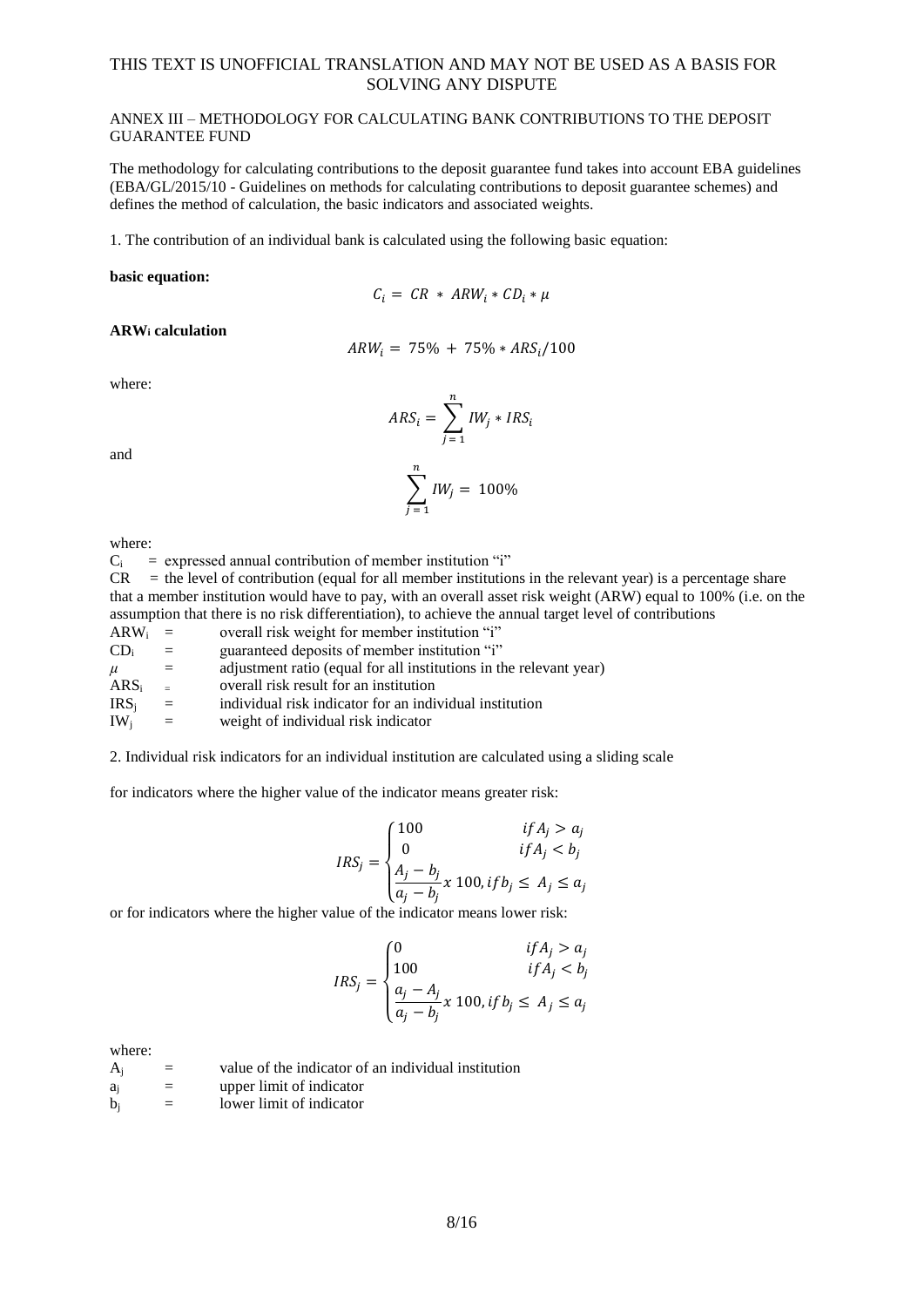THIS TEXT IS UNOFFICIAL TRANSLATION AND MAY NOT BE USED AS A BASIS FOR SOLVING ANY DISPUTE

ANNEX III – METHODOLOGY FOR CALCULATING BANK CONTRIBUTIONS TO THE DEPOSIT GUARANTEE FUND

The methodology for calculating contributions to the deposit guarantee fund takes into account EBA guidelines (EBA/GL/2015/10 - Guidelines on methods for calculating contributions to deposit guarantee schemes) and defines the method of calculation, the basic indicators and associated weights.

1. The contribution of an individual bank is calculated using the following basic equation:

**basic equation:**

$$C_i = CR * ARW_i * CD_i * \mu$$

**$ARW_i$ calculation**

$$ARW_i = 75\% + 75\% * ARS_i/100$$

where:

$$ARS_i = \sum_{j=1}^{n} IW_j * IRS_i$$

and

$$\sum_{j=1}^{n} IW_j = 100\%$$

where:

$C_i$ = expressed annual contribution of member institution "i"

$CR$ = the level of contribution (equal for all member institutions in the relevant year) is a percentage share that a member institution would have to pay, with an overall asset risk weight (ARW) equal to 100% (i.e. on the assumption that there is no risk differentiation), to achieve the annual target level of contributions

$ARW_i$ = overall risk weight for member institution "i"

$CD_i$ = guaranteed deposits of member institution "i"

$\mu$ = adjustment ratio (equal for all institutions in the relevant year)

$ARS_i$ = overall risk result for an institution

$IRS_j$ = individual risk indicator for an individual institution

$IW_j$ = weight of individual risk indicator

2. Individual risk indicators for an individual institution are calculated using a sliding scale

for indicators where the higher value of the indicator means greater risk:

$$IRS_j = \begin{cases} 100 & if\, A_j > a_j \\ 0 & if\, A_j < b_j \\ \dfrac{A_j - b_j}{a_j - b_j} x\, 100, & if\, b_j \leq A_j \leq a_j \end{cases}$$

or for indicators where the higher value of the indicator means lower risk:

$$IRS_j = \begin{cases} 0 & if\, A_j > a_j \\ 100 & if\, A_j < b_j \\ \dfrac{a_j - A_j}{a_j - b_j} x\, 100, & if\, b_j \leq A_j \leq a_j \end{cases}$$

where:

$A_j$ = value of the indicator of an individual institution

$a_j$ = upper limit of indicator

$b_j$ = lower limit of indicator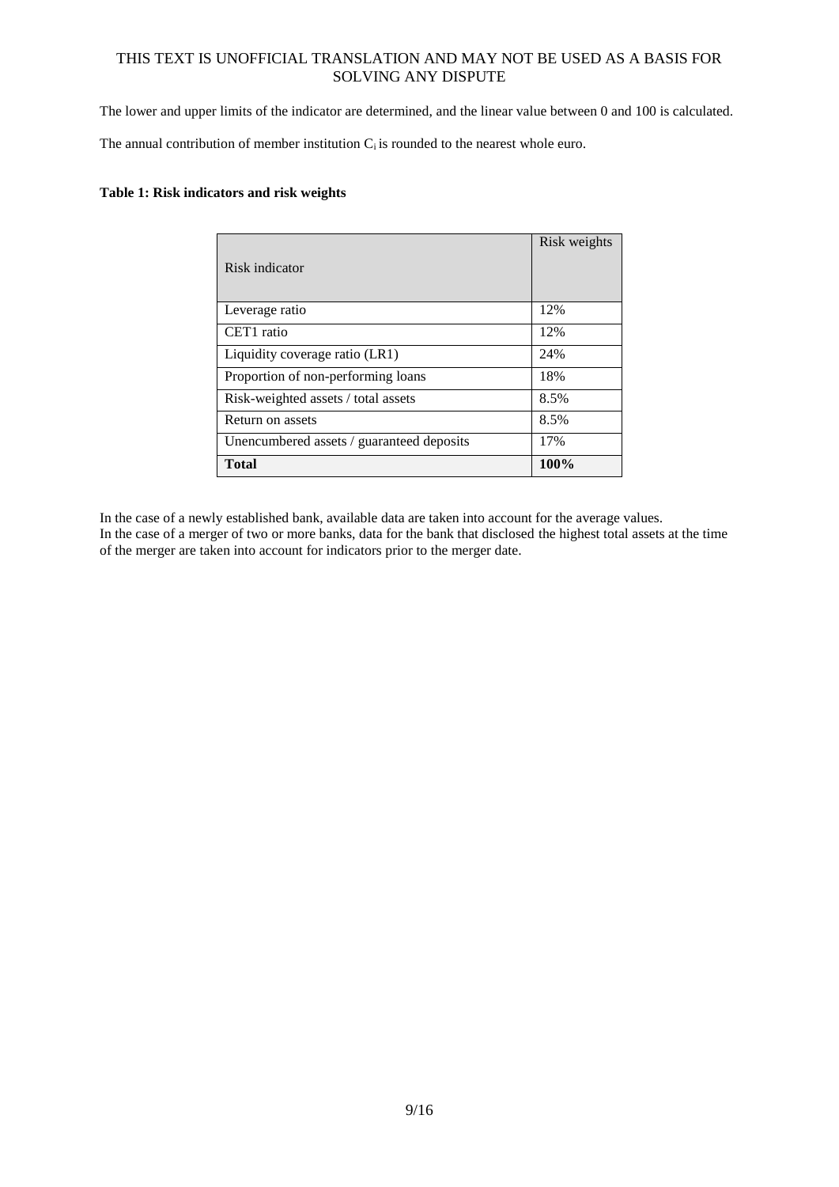The lower and upper limits of the indicator are determined, and the linear value between 0 and 100 is calculated.

The annual contribution of member institution $C_i$ is rounded to the nearest whole euro.

**Table 1: Risk indicators and risk weights**

| Risk indicator | Risk weights |
|---|---|
| Leverage ratio | 12% |
| CET1 ratio | 12% |
| Liquidity coverage ratio (LR1) | 24% |
| Proportion of non-performing loans | 18% |
| Risk-weighted assets / total assets | 8.5% |
| Return on assets | 8.5% |
| Unencumbered assets / guaranteed deposits | 17% |
| **Total** | **100%** |

In the case of a newly established bank, available data are taken into account for the average values.
In the case of a merger of two or more banks, data for the bank that disclosed the highest total assets at the time of the merger are taken into account for indicators prior to the merger date.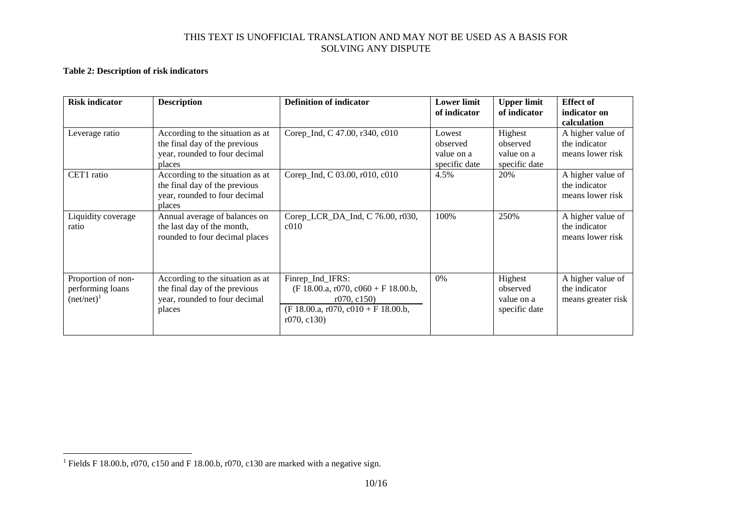THIS TEXT IS UNOFFICIAL TRANSLATION AND MAY NOT BE USED AS A BASIS FOR SOLVING ANY DISPUTE

**Table 2: Description of risk indicators**

| Risk indicator | Description | Definition of indicator | Lower limit of indicator | Upper limit of indicator | Effect of indicator on calculation |
|---|---|---|---|---|---|
| Leverage ratio | According to the situation as at the final day of the previous year, rounded to four decimal places | Corep_Ind, C 47.00, r340, c010 | Lowest observed value on a specific date | Highest observed value on a specific date | A higher value of the indicator means lower risk |
| CET1 ratio | According to the situation as at the final day of the previous year, rounded to four decimal places | Corep_Ind, C 03.00, r010, c010 | 4.5% | 20% | A higher value of the indicator means lower risk |
| Liquidity coverage ratio | Annual average of balances on the last day of the month, rounded to four decimal places | Corep_LCR_DA_Ind, C 76.00, r030, c010 | 100% | 250% | A higher value of the indicator means lower risk |
| Proportion of non-performing loans (net/net)[1] | According to the situation as at the final day of the previous year, rounded to four decimal places | Finrep_Ind_IFRS: (F 18.00.a, r070, c060 + F 18.00.b, r070, c150) / (F 18.00.a, r070, c010 + F 18.00.b, r070, c130) | 0% | Highest observed value on a specific date | A higher value of the indicator means greater risk |

[1] Fields F 18.00.b, r070, c150 and F 18.00.b, r070, c130 are marked with a negative sign.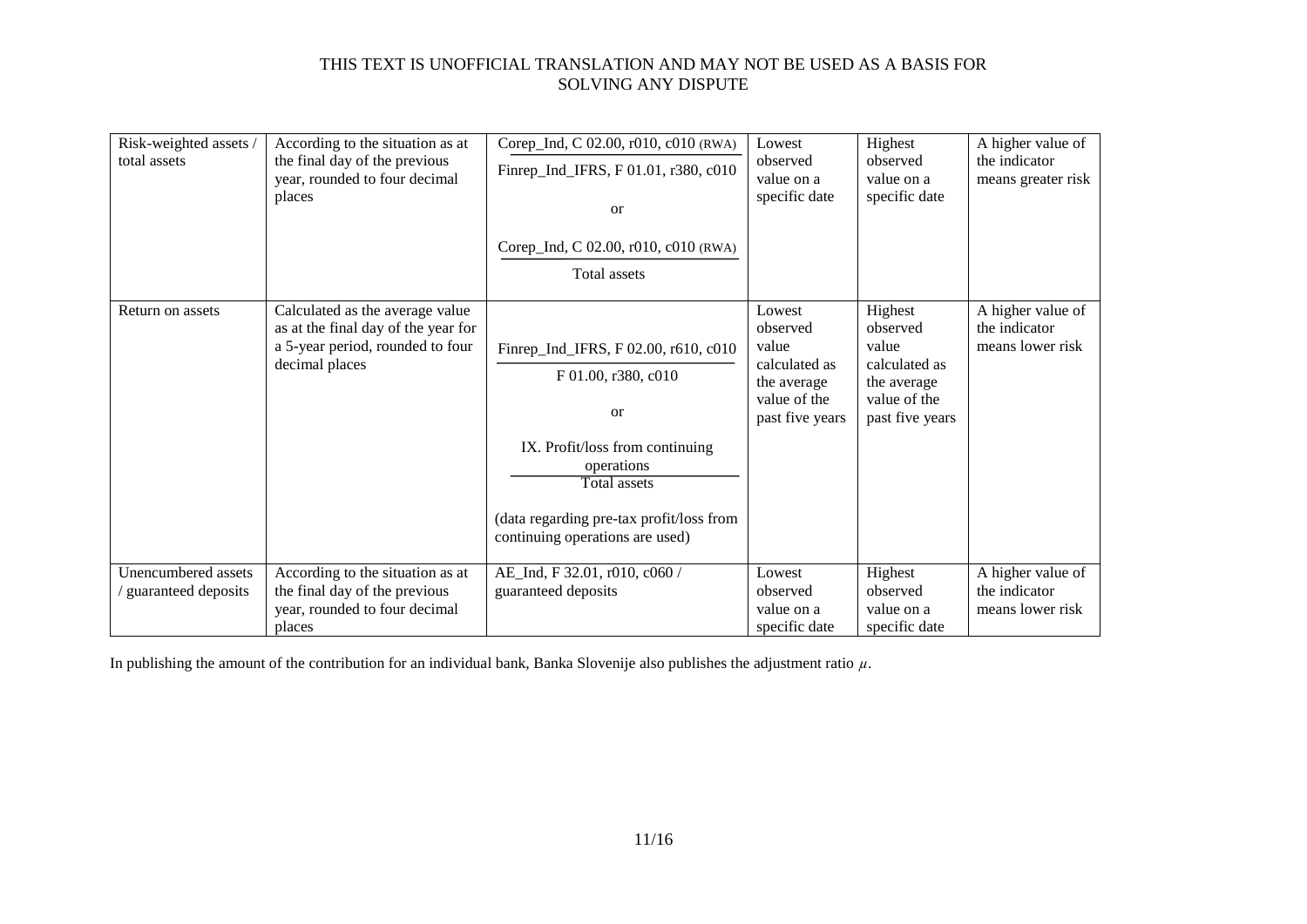THIS TEXT IS UNOFFICIAL TRANSLATION AND MAY NOT BE USED AS A BASIS FOR SOLVING ANY DISPUTE

| Risk-weighted assets / total assets | According to the situation as at the final day of the previous year, rounded to four decimal places | Corep_Ind, C 02.00, r010, c010 (RWA) / Finrep_Ind_IFRS, F 01.01, r380, c010<br><br>or<br><br>Corep_Ind, C 02.00, r010, c010 (RWA) / Total assets | Lowest observed value on a specific date | Highest observed value on a specific date | A higher value of the indicator means greater risk |
|---|---|---|---|---|---|
| Return on assets | Calculated as the average value as at the final day of the year for a 5-year period, rounded to four decimal places | Finrep_Ind_IFRS, F 02.00, r610, c010 / F 01.00, r380, c010<br><br>or<br><br>IX. Profit/loss from continuing operations / Total assets<br><br>(data regarding pre-tax profit/loss from continuing operations are used) | Lowest observed value calculated as the average value of the past five years | Highest observed value calculated as the average value of the past five years | A higher value of the indicator means lower risk |
| Unencumbered assets / guaranteed deposits | According to the situation as at the final day of the previous year, rounded to four decimal places | AE_Ind, F 32.01, r010, c060 / guaranteed deposits | Lowest observed value on a specific date | Highest observed value on a specific date | A higher value of the indicator means lower risk |

In publishing the amount of the contribution for an individual bank, Banka Slovenije also publishes the adjustment ratio $\mu$.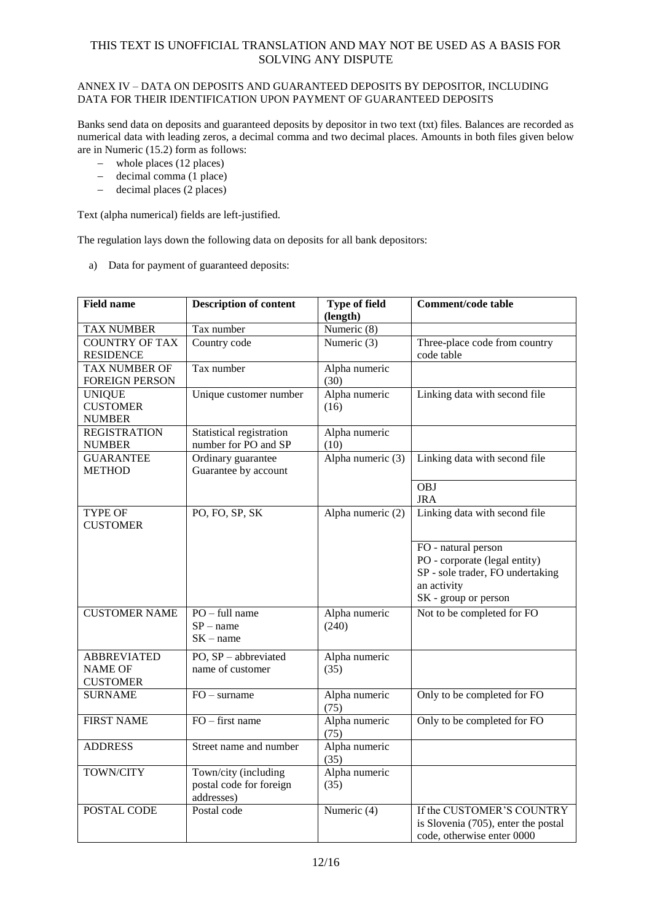THIS TEXT IS UNOFFICIAL TRANSLATION AND MAY NOT BE USED AS A BASIS FOR SOLVING ANY DISPUTE

ANNEX IV – DATA ON DEPOSITS AND GUARANTEED DEPOSITS BY DEPOSITOR, INCLUDING DATA FOR THEIR IDENTIFICATION UPON PAYMENT OF GUARANTEED DEPOSITS

Banks send data on deposits and guaranteed deposits by depositor in two text (txt) files. Balances are recorded as numerical data with leading zeros, a decimal comma and two decimal places. Amounts in both files given below are in Numeric (15.2) form as follows:

- whole places (12 places)
- decimal comma (1 place)
- decimal places (2 places)

Text (alpha numerical) fields are left-justified.

The regulation lays down the following data on deposits for all bank depositors:

a) Data for payment of guaranteed deposits:

| Field name | Description of content | Type of field (length) | Comment/code table |
|---|---|---|---|
| TAX NUMBER | Tax number | Numeric (8) | |
| COUNTRY OF TAX RESIDENCE | Country code | Numeric (3) | Three-place code from country code table |
| TAX NUMBER OF FOREIGN PERSON | Tax number | Alpha numeric (30) | |
| UNIQUE CUSTOMER NUMBER | Unique customer number | Alpha numeric (16) | Linking data with second file |
| REGISTRATION NUMBER | Statistical registration number for PO and SP | Alpha numeric (10) | |
| GUARANTEE METHOD | Ordinary guarantee<br>Guarantee by account | Alpha numeric (3) | Linking data with second file<br><br>OBJ<br>JRA |
| TYPE OF CUSTOMER | PO, FO, SP, SK | Alpha numeric (2) | Linking data with second file<br><br>FO - natural person<br>PO - corporate (legal entity)<br>SP - sole trader, FO undertaking an activity<br>SK - group or person |
| CUSTOMER NAME | PO – full name<br>SP – name<br>SK – name | Alpha numeric (240) | Not to be completed for FO |
| ABBREVIATED NAME OF CUSTOMER | PO, SP – abbreviated name of customer | Alpha numeric (35) | |
| SURNAME | FO – surname | Alpha numeric (75) | Only to be completed for FO |
| FIRST NAME | FO – first name | Alpha numeric (75) | Only to be completed for FO |
| ADDRESS | Street name and number | Alpha numeric (35) | |
| TOWN/CITY | Town/city (including postal code for foreign addresses) | Alpha numeric (35) | |
| POSTAL CODE | Postal code | Numeric (4) | If the CUSTOMER'S COUNTRY is Slovenia (705), enter the postal code, otherwise enter 0000 |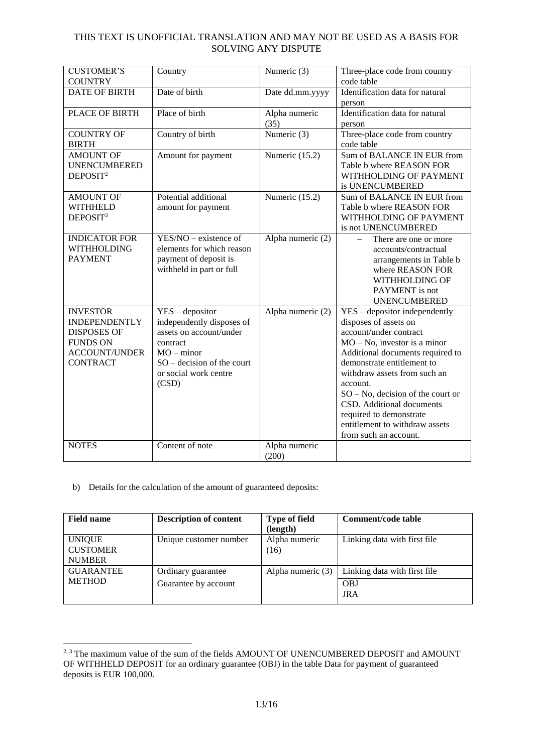THIS TEXT IS UNOFFICIAL TRANSLATION AND MAY NOT BE USED AS A BASIS FOR SOLVING ANY DISPUTE

| | | | |
|---|---|---|---|
| CUSTOMER'S COUNTRY | Country | Numeric (3) | Three-place code from country code table |
| DATE OF BIRTH | Date of birth | Date dd.mm.yyyy | Identification data for natural person |
| PLACE OF BIRTH | Place of birth | Alpha numeric (35) | Identification data for natural person |
| COUNTRY OF BIRTH | Country of birth | Numeric (3) | Three-place code from country code table |
| AMOUNT OF UNENCUMBERED DEPOSIT[2] | Amount for payment | Numeric (15.2) | Sum of BALANCE IN EUR from Table b where REASON FOR WITHHOLDING OF PAYMENT is UNENCUMBERED |
| AMOUNT OF WITHHELD DEPOSIT[3] | Potential additional amount for payment | Numeric (15.2) | Sum of BALANCE IN EUR from Table b where REASON FOR WITHHOLDING OF PAYMENT is not UNENCUMBERED |
| INDICATOR FOR WITHHOLDING PAYMENT | YES/NO – existence of elements for which reason payment of deposit is withheld in part or full | Alpha numeric (2) | – There are one or more accounts/contractual arrangements in Table b where REASON FOR WITHHOLDING OF PAYMENT is not UNENCUMBERED |
| INVESTOR INDEPENDENTLY DISPOSES OF FUNDS ON ACCOUNT/UNDER CONTRACT | YES – depositor independently disposes of assets on account/under contract<br>MO – minor<br>SO – decision of the court or social work centre (CSD) | Alpha numeric (2) | YES – depositor independently disposes of assets on account/under contract<br>MO – No, investor is a minor Additional documents required to demonstrate entitlement to withdraw assets from such an account.<br>SO – No, decision of the court or CSD. Additional documents required to demonstrate entitlement to withdraw assets from such an account. |
| NOTES | Content of note | Alpha numeric (200) | |

b) Details for the calculation of the amount of guaranteed deposits:

| Field name | Description of content | Type of field (length) | Comment/code table |
|---|---|---|---|
| UNIQUE CUSTOMER NUMBER | Unique customer number | Alpha numeric (16) | Linking data with first file |
| GUARANTEE METHOD | Ordinary guarantee<br>Guarantee by account | Alpha numeric (3) | Linking data with first file<br>OBJ<br>JRA |

[2, 3] The maximum value of the sum of the fields AMOUNT OF UNENCUMBERED DEPOSIT and AMOUNT OF WITHHELD DEPOSIT for an ordinary guarantee (OBJ) in the table Data for payment of guaranteed deposits is EUR 100,000.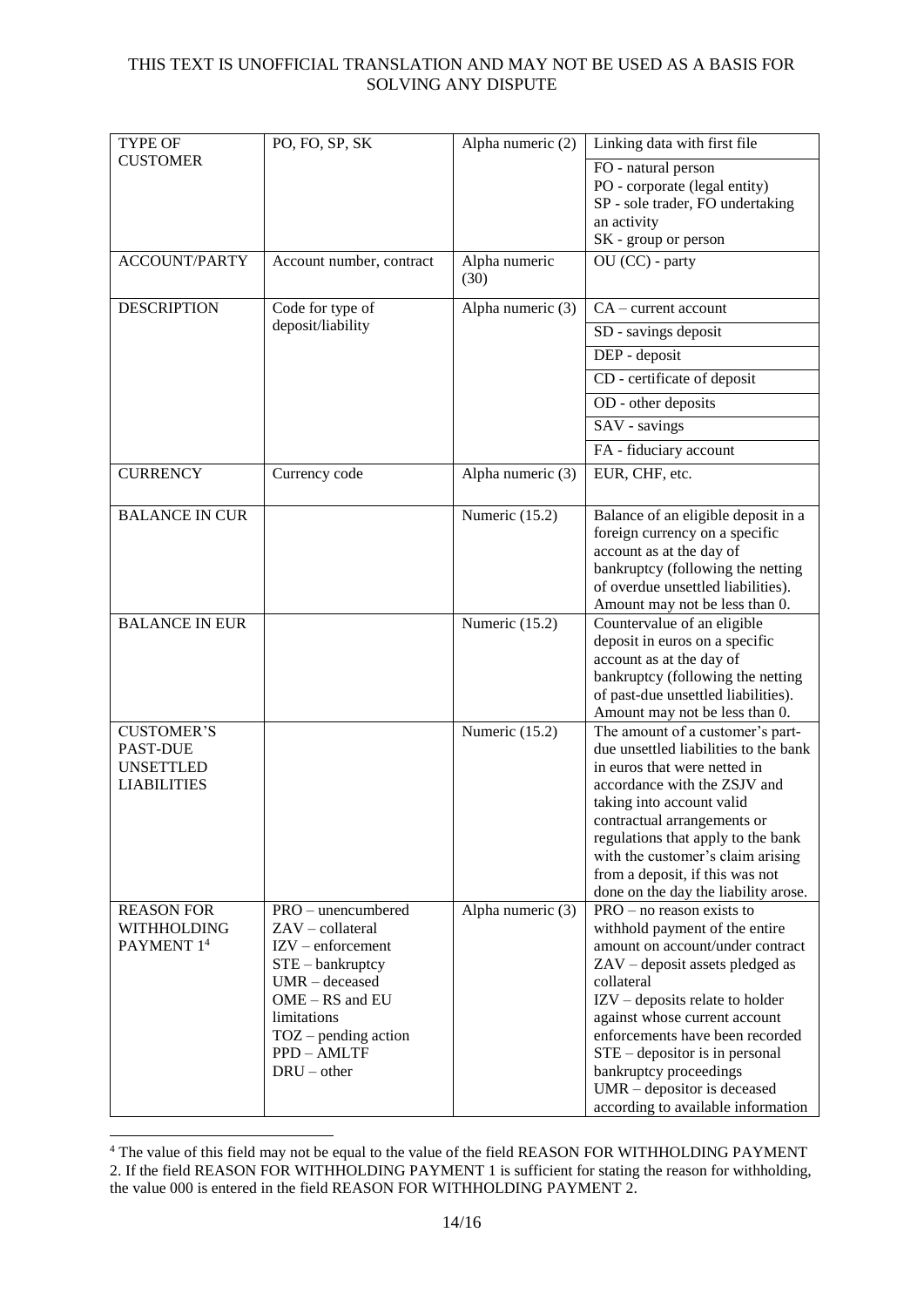THIS TEXT IS UNOFFICIAL TRANSLATION AND MAY NOT BE USED AS A BASIS FOR SOLVING ANY DISPUTE

| | | | |
|---|---|---|---|
| TYPE OF CUSTOMER | PO, FO, SP, SK | Alpha numeric (2) | Linking data with first file<br>FO - natural person<br>PO - corporate (legal entity)<br>SP - sole trader, FO undertaking an activity<br>SK - group or person |
| ACCOUNT/PARTY | Account number, contract | Alpha numeric (30) | OU (CC) - party |
| DESCRIPTION | Code for type of deposit/liability | Alpha numeric (3) | CA – current account<br>SD - savings deposit<br>DEP - deposit<br>CD - certificate of deposit<br>OD - other deposits<br>SAV - savings<br>FA - fiduciary account |
| CURRENCY | Currency code | Alpha numeric (3) | EUR, CHF, etc. |
| BALANCE IN CUR | | Numeric (15.2) | Balance of an eligible deposit in a foreign currency on a specific account as at the day of bankruptcy (following the netting of overdue unsettled liabilities). Amount may not be less than 0. |
| BALANCE IN EUR | | Numeric (15.2) | Countervalue of an eligible deposit in euros on a specific account as at the day of bankruptcy (following the netting of past-due unsettled liabilities). Amount may not be less than 0. |
| CUSTOMER'S PAST-DUE UNSETTLED LIABILITIES | | Numeric (15.2) | The amount of a customer's part-due unsettled liabilities to the bank in euros that were netted in accordance with the ZSJV and taking into account valid contractual arrangements or regulations that apply to the bank with the customer's claim arising from a deposit, if this was not done on the day the liability arose. |
| REASON FOR WITHHOLDING PAYMENT 1[4] | PRO – unencumbered<br>ZAV – collateral<br>IZV – enforcement<br>STE – bankruptcy<br>UMR – deceased<br>OME – RS and EU limitations<br>TOZ – pending action<br>PPD – AMLTF<br>DRU – other | Alpha numeric (3) | PRO – no reason exists to withhold payment of the entire amount on account/under contract<br>ZAV – deposit assets pledged as collateral<br>IZV – deposits relate to holder against whose current account enforcements have been recorded<br>STE – depositor is in personal bankruptcy proceedings<br>UMR – depositor is deceased according to available information |

[4] The value of this field may not be equal to the value of the field REASON FOR WITHHOLDING PAYMENT 2. If the field REASON FOR WITHHOLDING PAYMENT 1 is sufficient for stating the reason for withholding, the value 000 is entered in the field REASON FOR WITHHOLDING PAYMENT 2.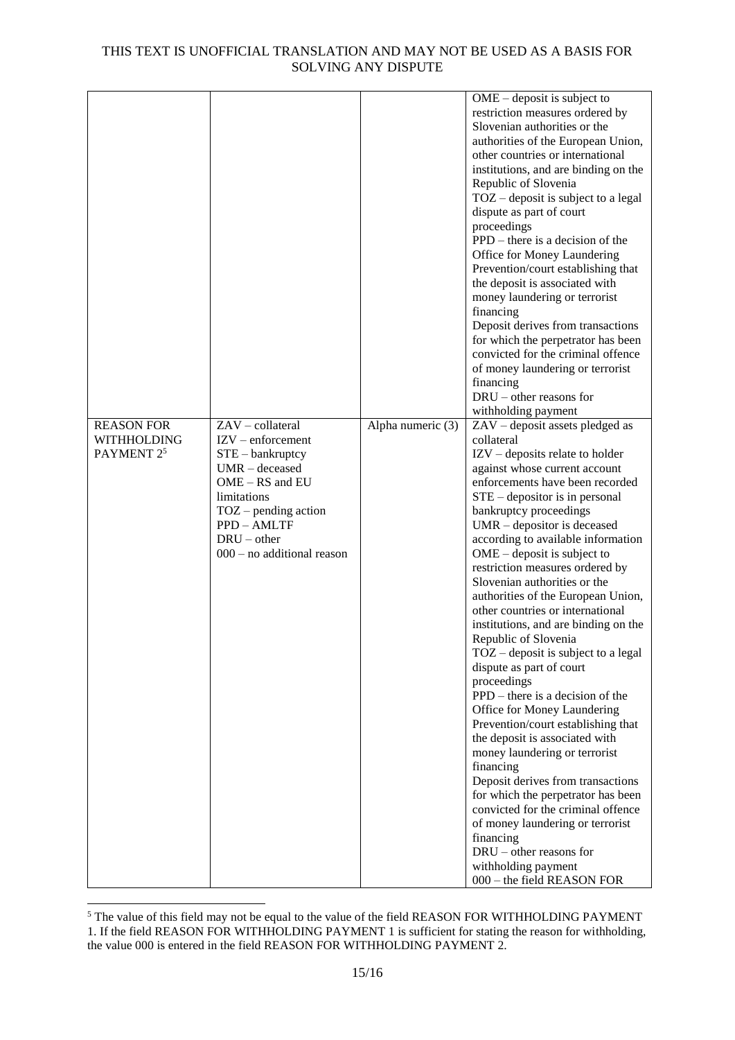THIS TEXT IS UNOFFICIAL TRANSLATION AND MAY NOT BE USED AS A BASIS FOR SOLVING ANY DISPUTE

| | | | |
|---|---|---|---|
| | | | OME – deposit is subject to restriction measures ordered by Slovenian authorities or the authorities of the European Union, other countries or international institutions, and are binding on the Republic of Slovenia<br>TOZ – deposit is subject to a legal dispute as part of court proceedings<br>PPD – there is a decision of the Office for Money Laundering Prevention/court establishing that the deposit is associated with money laundering or terrorist financing<br>Deposit derives from transactions for which the perpetrator has been convicted for the criminal offence of money laundering or terrorist financing<br>DRU – other reasons for withholding payment |
| REASON FOR WITHHOLDING PAYMENT 2[5] | ZAV – collateral<br>IZV – enforcement<br>STE – bankruptcy<br>UMR – deceased<br>OME – RS and EU limitations<br>TOZ – pending action<br>PPD – AMLTF<br>DRU – other<br>000 – no additional reason | Alpha numeric (3) | ZAV – deposit assets pledged as collateral<br>IZV – deposits relate to holder against whose current account enforcements have been recorded<br>STE – depositor is in personal bankruptcy proceedings<br>UMR – depositor is deceased according to available information<br>OME – deposit is subject to restriction measures ordered by Slovenian authorities or the authorities of the European Union, other countries or international institutions, and are binding on the Republic of Slovenia<br>TOZ – deposit is subject to a legal dispute as part of court proceedings<br>PPD – there is a decision of the Office for Money Laundering Prevention/court establishing that the deposit is associated with money laundering or terrorist financing<br>Deposit derives from transactions for which the perpetrator has been convicted for the criminal offence of money laundering or terrorist financing<br>DRU – other reasons for withholding payment<br>000 – the field REASON FOR |

[5] The value of this field may not be equal to the value of the field REASON FOR WITHHOLDING PAYMENT 1. If the field REASON FOR WITHHOLDING PAYMENT 1 is sufficient for stating the reason for withholding, the value 000 is entered in the field REASON FOR WITHHOLDING PAYMENT 2.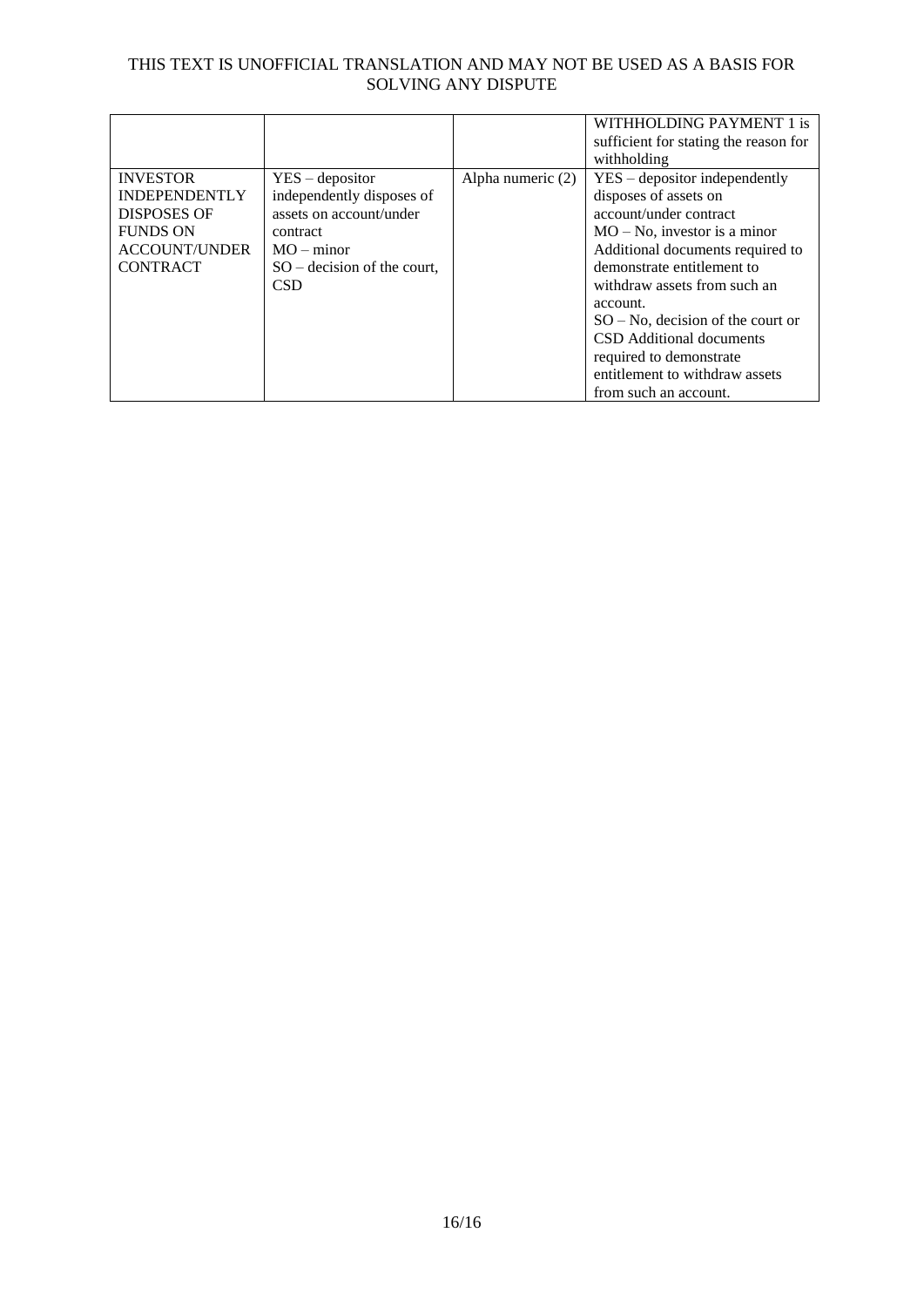THIS TEXT IS UNOFFICIAL TRANSLATION AND MAY NOT BE USED AS A BASIS FOR SOLVING ANY DISPUTE

| | | | |
|---|---|---|---|
| | | | WITHHOLDING PAYMENT 1 is sufficient for stating the reason for withholding |
| INVESTOR INDEPENDENTLY DISPOSES OF FUNDS ON ACCOUNT/UNDER CONTRACT | YES – depositor independently disposes of assets on account/under contract<br>MO – minor<br>SO – decision of the court, CSD | Alpha numeric (2) | YES – depositor independently disposes of assets on account/under contract<br>MO – No, investor is a minor Additional documents required to demonstrate entitlement to withdraw assets from such an account.<br>SO – No, decision of the court or CSD Additional documents required to demonstrate entitlement to withdraw assets from such an account. |